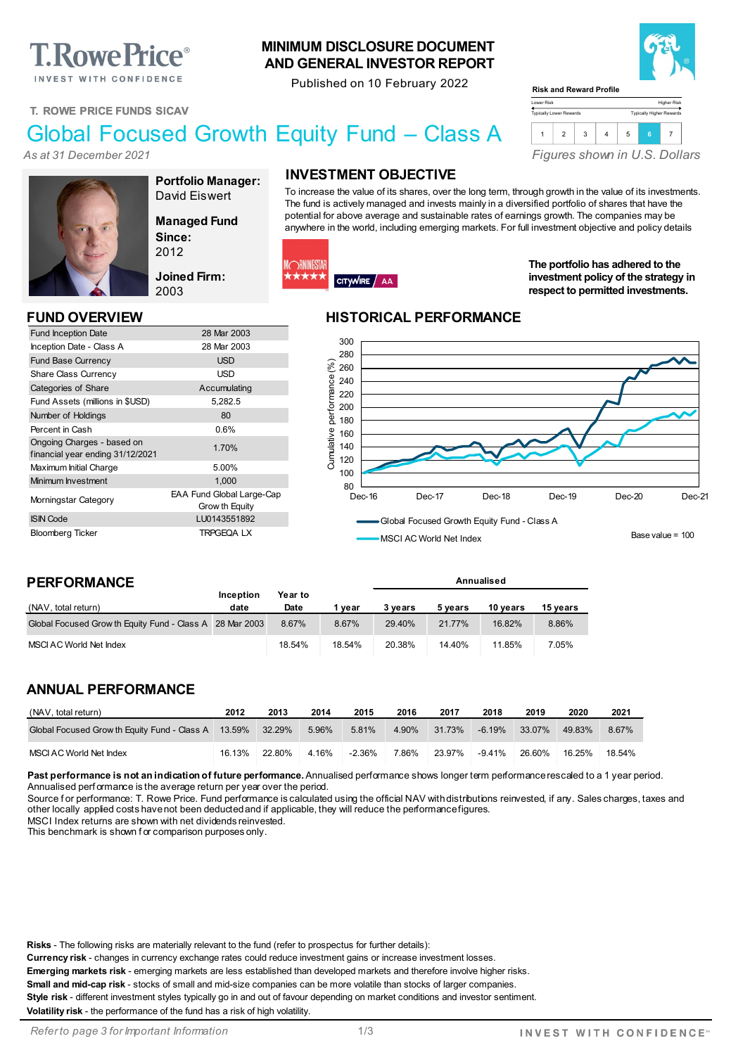# MINIMUM DISCLOSURE DOCUMENT AND GENERAL INVESTOR REPORT

Published on 10 February 2022

T. ROWE PRICE FUNDS SICAV

# Global Focused Growth Equity Fund – Class A

*As at 31 December 2021*

**Risk and Reward Profile**

Lower Risk — Higher Risk

Typically Lower Rewards — Typically Higher Rewards

| 1 | 2 | 3 | 4 | 5 | **6** | 7 |
|---|---|---|---|---|---|---|

*Figures shown in U.S. Dollars*

**Portfolio Manager:** David Eiswert

**Managed Fund Since:** 2012

**Joined Firm:** 2003

## INVESTMENT OBJECTIVE

To increase the value of its shares, over the long term, through growth in the value of its investments. The fund is actively managed and invests mainly in a diversified portfolio of shares that have the potential for above average and sustainable rates of earnings growth. The companies may be anywhere in the world, including emerging markets. For full investment objective and policy details

MORNINGSTAR ★★★★★

CITYWIRE AA

**The portfolio has adhered to the investment policy of the strategy in respect to permitted investments.**

## FUND OVERVIEW

| | |
|---|---|
| Fund Inception Date | 28 Mar 2003 |
| Inception Date - Class A | 28 Mar 2003 |
| Fund Base Currency | USD |
| Share Class Currency | USD |
| Categories of Share | Accumulating |
| Fund Assets (millions in $USD) | 5,282.5 |
| Number of Holdings | 80 |
| Percent in Cash | 0.6% |
| Ongoing Charges - based on financial year ending 31/12/2021 | 1.70% |
| Maximum Initial Charge | 5.00% |
| Minimum Investment | 1,000 |
| Morningstar Category | EAA Fund Global Large-Cap Growth Equity |
| ISIN Code | LU0143551892 |
| Bloomberg Ticker | TRPGEQA LX |

## HISTORICAL PERFORMANCE

Cumulative performance (%), Dec-16 to Dec-21

Global Focused Growth Equity Fund - Class A

MSCI AC World Net Index

Base value = 100

## PERFORMANCE

| (NAV, total return) | Inception date | Year to Date | 1 year | 3 years | 5 years | 10 years | 15 years |
|---|---|---|---|---|---|---|---|
| | | | Annualised | | | | |
| Global Focused Growth Equity Fund - Class A | 28 Mar 2003 | 8.67% | 8.67% | 29.40% | 21.77% | 16.82% | 8.86% |
| MSCI AC World Net Index | | 18.54% | 18.54% | 20.38% | 14.40% | 11.85% | 7.05% |

## ANNUAL PERFORMANCE

| (NAV, total return) | 2012 | 2013 | 2014 | 2015 | 2016 | 2017 | 2018 | 2019 | 2020 | 2021 |
|---|---|---|---|---|---|---|---|---|---|---|
| Global Focused Growth Equity Fund - Class A | 13.59% | 32.29% | 5.96% | 5.81% | 4.90% | 31.73% | -6.19% | 33.07% | 49.83% | 8.67% |
| MSCI AC World Net Index | 16.13% | 22.80% | 4.16% | -2.36% | 7.86% | 23.97% | -9.41% | 26.60% | 16.25% | 18.54% |

**Past performance is not an indication of future performance.** Annualised performance shows longer term performance rescaled to a 1 year period. Annualised performance is the average return per year over the period.
Source for performance: T. Rowe Price. Fund performance is calculated using the official NAV with distributions reinvested, if any. Sales charges, taxes and other locally applied costs have not been deducted and if applicable, they will reduce the performance figures.
MSCI Index returns are shown with net dividends reinvested.
This benchmark is shown for comparison purposes only.

**Risks** - The following risks are materially relevant to the fund (refer to prospectus for further details):
**Currency risk** - changes in currency exchange rates could reduce investment gains or increase investment losses.
**Emerging markets risk** - emerging markets are less established than developed markets and therefore involve higher risks.
**Small and mid-cap risk** - stocks of small and mid-size companies can be more volatile than stocks of larger companies.
**Style risk** - different investment styles typically go in and out of favour depending on market conditions and investor sentiment.
**Volatility risk** - the performance of the fund has a risk of high volatility.

*Refer to page 3 for Important Information*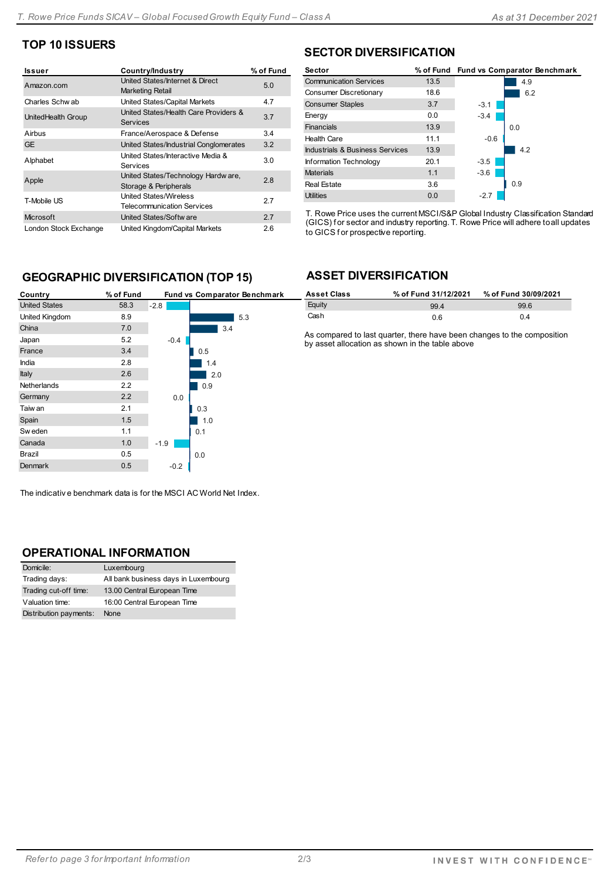## TOP 10 ISSUERS

| Issuer | Country/Industry | % of Fund |
|---|---|---|
| Amazon.com | United States/Internet & Direct Marketing Retail | 5.0 |
| Charles Schwab | United States/Capital Markets | 4.7 |
| UnitedHealth Group | United States/Health Care Providers & Services | 3.7 |
| Airbus | France/Aerospace & Defense | 3.4 |
| GE | United States/Industrial Conglomerates | 3.2 |
| Alphabet | United States/Interactive Media & Services | 3.0 |
| Apple | United States/Technology Hardware, Storage & Peripherals | 2.8 |
| T-Mobile US | United States/Wireless Telecommunication Services | 2.7 |
| Microsoft | United States/Software | 2.7 |
| London Stock Exchange | United Kingdom/Capital Markets | 2.6 |

## SECTOR DIVERSIFICATION

| Sector | % of Fund | Fund vs Comparator Benchmark |
|---|---|---|
| Communication Services | 13.5 | 4.9 |
| Consumer Discretionary | 18.6 | 6.2 |
| Consumer Staples | 3.7 | -3.1 |
| Energy | 0.0 | -3.4 |
| Financials | 13.9 | 0.0 |
| Health Care | 11.1 | -0.6 |
| Industrials & Business Services | 13.9 | 4.2 |
| Information Technology | 20.1 | -3.5 |
| Materials | 1.1 | -3.6 |
| Real Estate | 3.6 | 0.9 |
| Utilities | 0.0 | -2.7 |

T. Rowe Price uses the current MSCI/S&P Global Industry Classification Standard (GICS) for sector and industry reporting. T. Rowe Price will adhere to all updates to GICS for prospective reporting.

## GEOGRAPHIC DIVERSIFICATION (TOP 15)

| Country | % of Fund | Fund vs Comparator Benchmark |
|---|---|---|
| United States | 58.3 | -2.8 |
| United Kingdom | 8.9 | 5.3 |
| China | 7.0 | 3.4 |
| Japan | 5.2 | -0.4 |
| France | 3.4 | 0.5 |
| India | 2.8 | 1.4 |
| Italy | 2.6 | 2.0 |
| Netherlands | 2.2 | 0.9 |
| Germany | 2.2 | 0.0 |
| Taiwan | 2.1 | 0.3 |
| Spain | 1.5 | 1.0 |
| Sweden | 1.1 | 0.1 |
| Canada | 1.0 | -1.9 |
| Brazil | 0.5 | 0.0 |
| Denmark | 0.5 | -0.2 |

The indicative benchmark data is for the MSCI AC World Net Index.

## ASSET DIVERSIFICATION

| Asset Class | % of Fund 31/12/2021 | % of Fund 30/09/2021 |
|---|---|---|
| Equity | 99.4 | 99.6 |
| Cash | 0.6 | 0.4 |

As compared to last quarter, there have been changes to the composition by asset allocation as shown in the table above

## OPERATIONAL INFORMATION

| | |
|---|---|
| Domicile: | Luxembourg |
| Trading days: | All bank business days in Luxembourg |
| Trading cut-off time: | 13.00 Central European Time |
| Valuation time: | 16:00 Central European Time |
| Distribution payments: | None |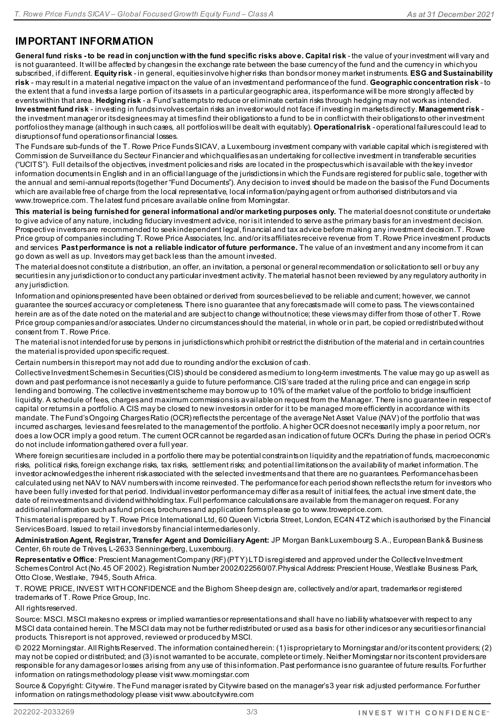## IMPORTANT INFORMATION

**General fund risks - to be read in conjunction with the fund specific risks above. Capital risk** - the value of your investment will vary and is not guaranteed. It will be affected by changes in the exchange rate between the base currency of the fund and the currency in which you subscribed, if different. **Equity risk** - in general, equities involve higher risks than bonds or money market instruments. **ESG and Sustainability risk** - may result in a material negative impact on the value of an investment and performance of the fund. **Geographic concentration risk** - to the extent that a fund invests a large portion of its assets in a particular geographic area, its performance will be more strongly affected by events within that area. **Hedging risk** - a Fund's attempts to reduce or eliminate certain risks through hedging may not work as intended. **Investment fund risk** - investing in funds involves certain risks an investor would not face if investing in markets directly. **Management risk** - the investment manager or its designees may at times find their obligations to a fund to be in conflict with their obligations to other investment portfolios they manage (although in such cases, all portfolios will be dealt with equitably). **Operational risk** - operational failures could lead to disruptions of fund operations or financial losses.

The Funds are sub-funds of the T. Rowe Price Funds SICAV, a Luxembourg investment company with variable capital which is registered with Commission de Surveillance du Secteur Financier and which qualifies as an undertaking for collective investment in transferable securities ("UCITS"). Full details of the objectives, investment policies and risks are located in the prospectus which is available with the key investor information documents in English and in an official language of the jurisdictions in which the Funds are registered for public sale, together with the annual and semi-annual reports (together "Fund Documents"). Any decision to invest should be made on the basis of the Fund Documents which are available free of charge from the local representative, local information/paying agent or from authorised distributors and via www.troweprice.com. The latest fund prices are available online from Morningstar.

**This material is being furnished for general informational and/or marketing purposes only.** The material does not constitute or undertake to give advice of any nature, including fiduciary investment advice, nor is it intended to serve as the primary basis for an investment decision. Prospective investors are recommended to seek independent legal, financial and tax advice before making any investment decision. T. Rowe Price group of companies including T. Rowe Price Associates, Inc. and/or its affiliates receive revenue from T. Rowe Price investment products and services. **Past performance is not a reliable indicator of future performance.** The value of an investment and any income from it can go down as well as up. Investors may get back less than the amount invested.

The material does not constitute a distribution, an offer, an invitation, a personal or general recommendation or solicitation to sell or buy any securities in any jurisdiction or to conduct any particular investment activity. The material has not been reviewed by any regulatory authority in any jurisdiction.

Information and opinions presented have been obtained or derived from sources believed to be reliable and current; however, we cannot guarantee the sources' accuracy or completeness. There is no guarantee that any forecasts made will come to pass. The views contained herein are as of the date noted on the material and are subject to change without notice; these views may differ from those of other T. Rowe Price group companies and/or associates. Under no circumstances should the material, in whole or in part, be copied or redistributed without consent from T. Rowe Price.

The material is not intended for use by persons in jurisdictions which prohibit or restrict the distribution of the material and in certain countries the material is provided upon specific request.

Certain numbers in this report may not add due to rounding and/or the exclusion of cash.

Collective Investment Schemes in Securities (CIS) should be considered as medium to long-term investments. The value may go up as well as down and past performance is not necessarily a guide to future performance. CIS's are traded at the ruling price and can engage in scrip lending and borrowing. The collective investment scheme may borrow up to 10% of the market value of the portfolio to bridge insufficient liquidity. A schedule of fees, charges and maximum commissions is available on request from the Manager. There is no guarantee in respect of capital or returns in a portfolio. A CIS may be closed to new investors in order for it to be managed more efficiently in accordance with its mandate. The Fund's Ongoing Charges Ratio (OCR) reflects the percentage of the average Net Asset Value (NAV) of the portfolio that was incurred as charges, levies and fees related to the management of the portfolio. A higher OCR does not necessarily imply a poor return, nor does a low OCR imply a good return. The current OCR cannot be regarded as an indication of future OCR's. During the phase in period OCR's do not include information gathered over a full year.

Where foreign securities are included in a portfolio there may be potential constraints on liquidity and the repatriation of funds, macroeconomic risks, political risks, foreign exchange risks, tax risks, settlement risks; and potential limitations on the availability of market information. The investor acknowledges the inherent risk associated with the selected investments and that there are no guarantees. Performance has been calculated using net NAV to NAV numbers with income reinvested. The performance for each period shown reflects the return for investors who have been fully invested for that period. Individual investor performance may differ as a result of initial fees, the actual investment date, the date of reinvestments and dividend withholding tax. Full performance calculations are available from the manager on request. For any additional information such as fund prices, brochures and application forms please go to www.troweprice.com.

This material is prepared by T. Rowe Price International Ltd, 60 Queen Victoria Street, London, EC4N 4TZ which is authorised by the Financial Services Board. Issued to retail investors by financial intermediaries only.

**Administration Agent, Registrar, Transfer Agent and Domiciliary Agent:** JP Morgan Bank Luxembourg S.A., European Bank & Business Center, 6h route de Trèves, L-2633 Senningerberg, Luxembourg.

**Representative Office**: Prescient Management Company (RF) (PTY) LTD is registered and approved under the Collective Investment Schemes Control Act (No.45 OF 2002). Registration Number 2002/022560/07.Physical Address: Prescient House, Westlake Business Park, Otto Close, Westlake, 7945, South Africa.

T. ROWE PRICE, INVEST WITH CONFIDENCE and the Bighorn Sheep design are, collectively and/or apart, trademarks or registered trademarks of T. Rowe Price Group, Inc.

All rights reserved.

Source: MSCI. MSCI makes no express or implied warranties or representations and shall have no liability whatsoever with respect to any MSCI data contained herein. The MSCI data may not be further redistributed or used as a basis for other indices or any securities or financial products. This report is not approved, reviewed or produced by MSCI.

© 2022 Morningstar. All Rights Reserved. The information contained herein: (1) is proprietary to Morningstar and/or its content providers; (2) may not be copied or distributed; and (3) is not warranted to be accurate, complete or timely. Neither Morningstar nor its content providers are responsible for any damages or losses arising from any use of this information. Past performance is no guarantee of future results. For further information on ratings methodology please visit www.morningstar.com

Source & Copyright: Citywire. The Fund manager is rated by Citywire based on the manager's 3 year risk adjusted performance. For further information on ratings methodology please visit www.aboutcitywire.com

202202-2033269

INVEST WITH CONFIDENCE™